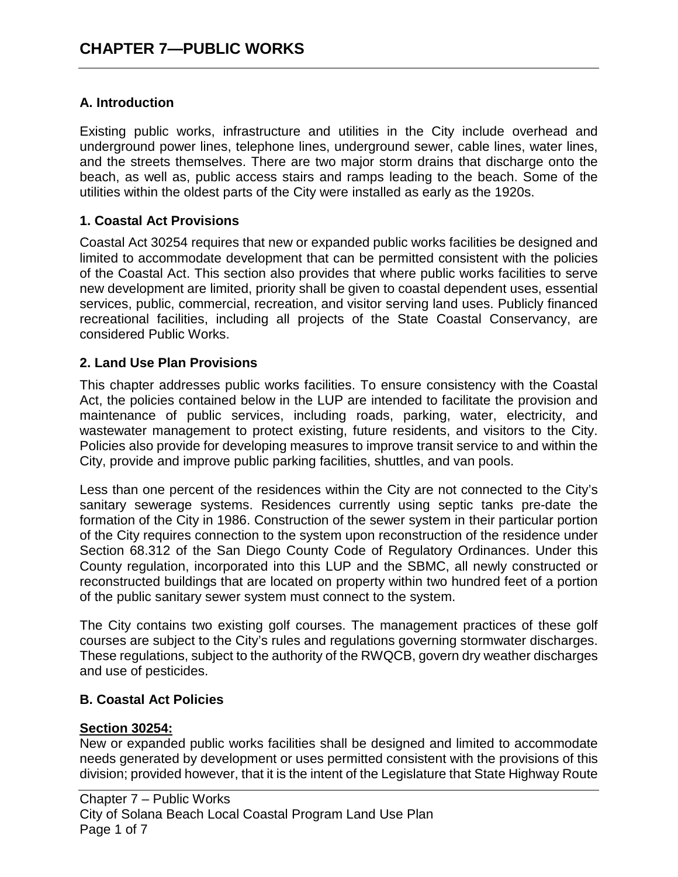# CHAPTER 7—PUBLIC WORKS

## A. Introduction

Existing public works, infrastructure and utilities in the City include overhead and underground power lines, telephone lines, underground sewer, cable lines, water lines, and the streets themselves. There are two major storm drains that discharge onto the beach, as well as, public access stairs and ramps leading to the beach. Some of the utilities within the oldest parts of the City were installed as early as the 1920s.

### 1. Coastal Act Provisions

Coastal Act 30254 requires that new or expanded public works facilities be designed and limited to accommodate development that can be permitted consistent with the policies of the Coastal Act. This section also provides that where public works facilities to serve new development are limited, priority shall be given to coastal dependent uses, essential services, public, commercial, recreation, and visitor serving land uses. Publicly financed recreational facilities, including all projects of the State Coastal Conservancy, are considered Public Works.

### 2. Land Use Plan Provisions

This chapter addresses public works facilities. To ensure consistency with the Coastal Act, the policies contained below in the LUP are intended to facilitate the provision and maintenance of public services, including roads, parking, water, electricity, and wastewater management to protect existing, future residents, and visitors to the City. Policies also provide for developing measures to improve transit service to and within the City, provide and improve public parking facilities, shuttles, and van pools.

Less than one percent of the residences within the City are not connected to the City's sanitary sewerage systems. Residences currently using septic tanks pre-date the formation of the City in 1986. Construction of the sewer system in their particular portion of the City requires connection to the system upon reconstruction of the residence under Section 68.312 of the San Diego County Code of Regulatory Ordinances. Under this County regulation, incorporated into this LUP and the SBMC, all newly constructed or reconstructed buildings that are located on property within two hundred feet of a portion of the public sanitary sewer system must connect to the system.

The City contains two existing golf courses. The management practices of these golf courses are subject to the City's rules and regulations governing stormwater discharges. These regulations, subject to the authority of the RWQCB, govern dry weather discharges and use of pesticides.

## B. Coastal Act Policies

**Section 30254:**

New or expanded public works facilities shall be designed and limited to accommodate needs generated by development or uses permitted consistent with the provisions of this division; provided however, that it is the intent of the Legislature that State Highway Route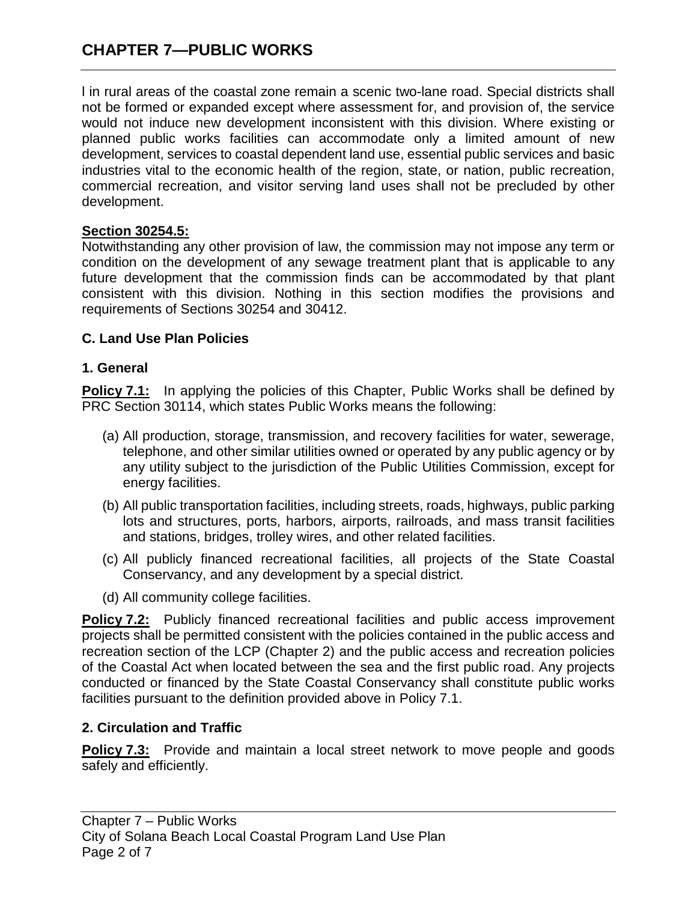l in rural areas of the coastal zone remain a scenic two-lane road. Special districts shall not be formed or expanded except where assessment for, and provision of, the service would not induce new development inconsistent with this division. Where existing or planned public works facilities can accommodate only a limited amount of new development, services to coastal dependent land use, essential public services and basic industries vital to the economic health of the region, state, or nation, public recreation, commercial recreation, and visitor serving land uses shall not be precluded by other development.

**Section 30254.5:**
Notwithstanding any other provision of law, the commission may not impose any term or condition on the development of any sewage treatment plant that is applicable to any future development that the commission finds can be accommodated by that plant consistent with this division. Nothing in this section modifies the provisions and requirements of Sections 30254 and 30412.

### C. Land Use Plan Policies

#### 1. General

**Policy 7.1:** In applying the policies of this Chapter, Public Works shall be defined by PRC Section 30114, which states Public Works means the following:

(a) All production, storage, transmission, and recovery facilities for water, sewerage, telephone, and other similar utilities owned or operated by any public agency or by any utility subject to the jurisdiction of the Public Utilities Commission, except for energy facilities.

(b) All public transportation facilities, including streets, roads, highways, public parking lots and structures, ports, harbors, airports, railroads, and mass transit facilities and stations, bridges, trolley wires, and other related facilities.

(c) All publicly financed recreational facilities, all projects of the State Coastal Conservancy, and any development by a special district.

(d) All community college facilities.

**Policy 7.2:** Publicly financed recreational facilities and public access improvement projects shall be permitted consistent with the policies contained in the public access and recreation section of the LCP (Chapter 2) and the public access and recreation policies of the Coastal Act when located between the sea and the first public road. Any projects conducted or financed by the State Coastal Conservancy shall constitute public works facilities pursuant to the definition provided above in Policy 7.1.

#### 2. Circulation and Traffic

**Policy 7.3:** Provide and maintain a local street network to move people and goods safely and efficiently.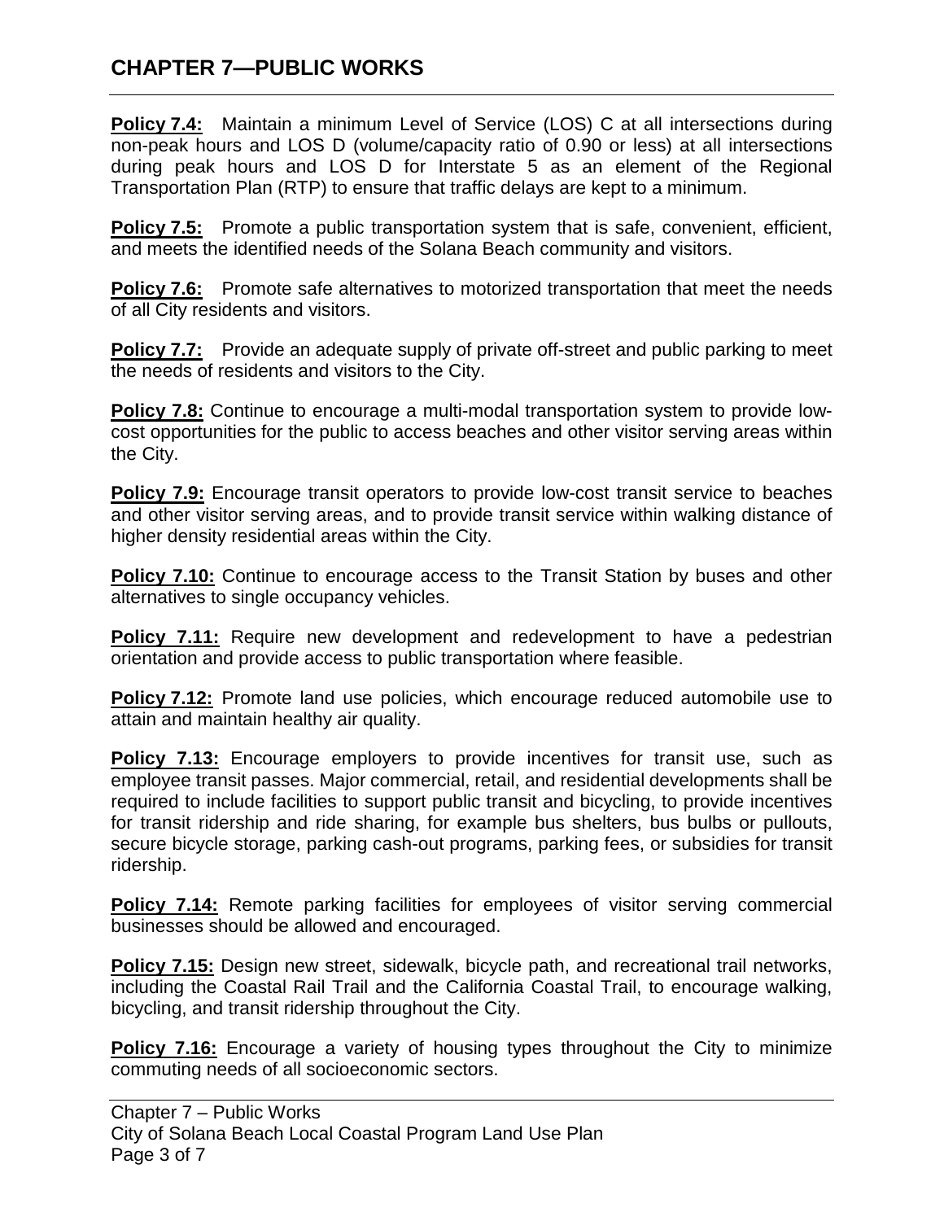**Policy 7.4:** Maintain a minimum Level of Service (LOS) C at all intersections during non-peak hours and LOS D (volume/capacity ratio of 0.90 or less) at all intersections during peak hours and LOS D for Interstate 5 as an element of the Regional Transportation Plan (RTP) to ensure that traffic delays are kept to a minimum.

**Policy 7.5:** Promote a public transportation system that is safe, convenient, efficient, and meets the identified needs of the Solana Beach community and visitors.

**Policy 7.6:** Promote safe alternatives to motorized transportation that meet the needs of all City residents and visitors.

**Policy 7.7:** Provide an adequate supply of private off-street and public parking to meet the needs of residents and visitors to the City.

**Policy 7.8:** Continue to encourage a multi-modal transportation system to provide low-cost opportunities for the public to access beaches and other visitor serving areas within the City.

**Policy 7.9:** Encourage transit operators to provide low-cost transit service to beaches and other visitor serving areas, and to provide transit service within walking distance of higher density residential areas within the City.

**Policy 7.10:** Continue to encourage access to the Transit Station by buses and other alternatives to single occupancy vehicles.

**Policy 7.11:** Require new development and redevelopment to have a pedestrian orientation and provide access to public transportation where feasible.

**Policy 7.12:** Promote land use policies, which encourage reduced automobile use to attain and maintain healthy air quality.

**Policy 7.13:** Encourage employers to provide incentives for transit use, such as employee transit passes. Major commercial, retail, and residential developments shall be required to include facilities to support public transit and bicycling, to provide incentives for transit ridership and ride sharing, for example bus shelters, bus bulbs or pullouts, secure bicycle storage, parking cash-out programs, parking fees, or subsidies for transit ridership.

**Policy 7.14:** Remote parking facilities for employees of visitor serving commercial businesses should be allowed and encouraged.

**Policy 7.15:** Design new street, sidewalk, bicycle path, and recreational trail networks, including the Coastal Rail Trail and the California Coastal Trail, to encourage walking, bicycling, and transit ridership throughout the City.

**Policy 7.16:** Encourage a variety of housing types throughout the City to minimize commuting needs of all socioeconomic sectors.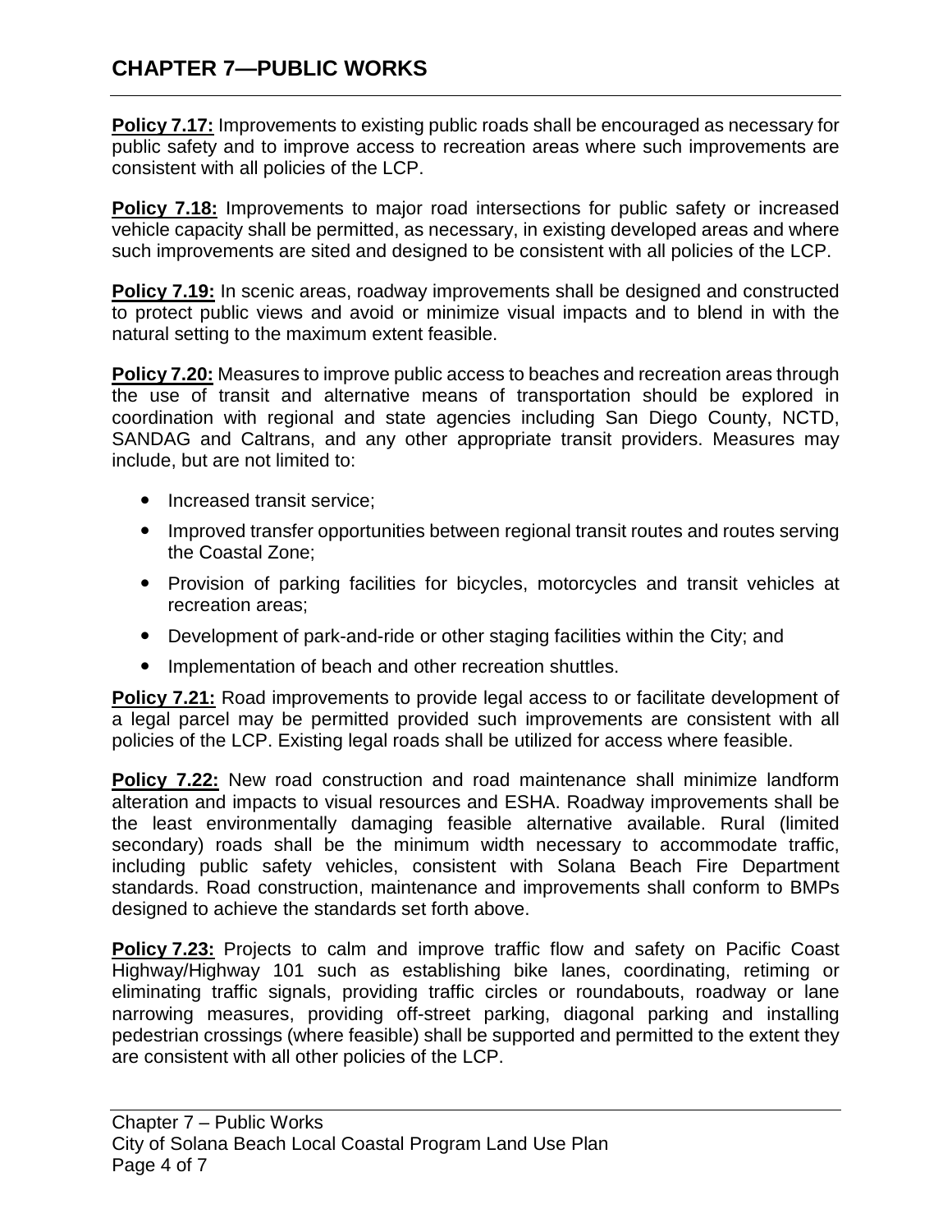# CHAPTER 7—PUBLIC WORKS

**Policy 7.17:** Improvements to existing public roads shall be encouraged as necessary for public safety and to improve access to recreation areas where such improvements are consistent with all policies of the LCP.

**Policy 7.18:** Improvements to major road intersections for public safety or increased vehicle capacity shall be permitted, as necessary, in existing developed areas and where such improvements are sited and designed to be consistent with all policies of the LCP.

**Policy 7.19:** In scenic areas, roadway improvements shall be designed and constructed to protect public views and avoid or minimize visual impacts and to blend in with the natural setting to the maximum extent feasible.

**Policy 7.20:** Measures to improve public access to beaches and recreation areas through the use of transit and alternative means of transportation should be explored in coordination with regional and state agencies including San Diego County, NCTD, SANDAG and Caltrans, and any other appropriate transit providers. Measures may include, but are not limited to:

- Increased transit service;
- Improved transfer opportunities between regional transit routes and routes serving the Coastal Zone;
- Provision of parking facilities for bicycles, motorcycles and transit vehicles at recreation areas;
- Development of park-and-ride or other staging facilities within the City; and
- Implementation of beach and other recreation shuttles.

**Policy 7.21:** Road improvements to provide legal access to or facilitate development of a legal parcel may be permitted provided such improvements are consistent with all policies of the LCP. Existing legal roads shall be utilized for access where feasible.

**Policy 7.22:** New road construction and road maintenance shall minimize landform alteration and impacts to visual resources and ESHA. Roadway improvements shall be the least environmentally damaging feasible alternative available. Rural (limited secondary) roads shall be the minimum width necessary to accommodate traffic, including public safety vehicles, consistent with Solana Beach Fire Department standards. Road construction, maintenance and improvements shall conform to BMPs designed to achieve the standards set forth above.

**Policy 7.23:** Projects to calm and improve traffic flow and safety on Pacific Coast Highway/Highway 101 such as establishing bike lanes, coordinating, retiming or eliminating traffic signals, providing traffic circles or roundabouts, roadway or lane narrowing measures, providing off-street parking, diagonal parking and installing pedestrian crossings (where feasible) shall be supported and permitted to the extent they are consistent with all other policies of the LCP.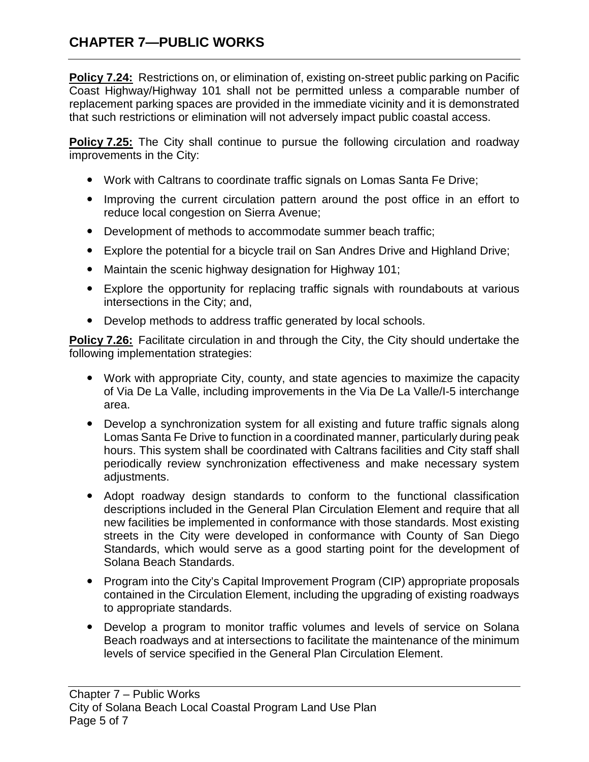**Policy 7.24:** Restrictions on, or elimination of, existing on-street public parking on Pacific Coast Highway/Highway 101 shall not be permitted unless a comparable number of replacement parking spaces are provided in the immediate vicinity and it is demonstrated that such restrictions or elimination will not adversely impact public coastal access.

**Policy 7.25:** The City shall continue to pursue the following circulation and roadway improvements in the City:

- Work with Caltrans to coordinate traffic signals on Lomas Santa Fe Drive;
- Improving the current circulation pattern around the post office in an effort to reduce local congestion on Sierra Avenue;
- Development of methods to accommodate summer beach traffic;
- Explore the potential for a bicycle trail on San Andres Drive and Highland Drive;
- Maintain the scenic highway designation for Highway 101;
- Explore the opportunity for replacing traffic signals with roundabouts at various intersections in the City; and,
- Develop methods to address traffic generated by local schools.

**Policy 7.26:** Facilitate circulation in and through the City, the City should undertake the following implementation strategies:

- Work with appropriate City, county, and state agencies to maximize the capacity of Via De La Valle, including improvements in the Via De La Valle/I-5 interchange area.
- Develop a synchronization system for all existing and future traffic signals along Lomas Santa Fe Drive to function in a coordinated manner, particularly during peak hours. This system shall be coordinated with Caltrans facilities and City staff shall periodically review synchronization effectiveness and make necessary system adjustments.
- Adopt roadway design standards to conform to the functional classification descriptions included in the General Plan Circulation Element and require that all new facilities be implemented in conformance with those standards. Most existing streets in the City were developed in conformance with County of San Diego Standards, which would serve as a good starting point for the development of Solana Beach Standards.
- Program into the City's Capital Improvement Program (CIP) appropriate proposals contained in the Circulation Element, including the upgrading of existing roadways to appropriate standards.
- Develop a program to monitor traffic volumes and levels of service on Solana Beach roadways and at intersections to facilitate the maintenance of the minimum levels of service specified in the General Plan Circulation Element.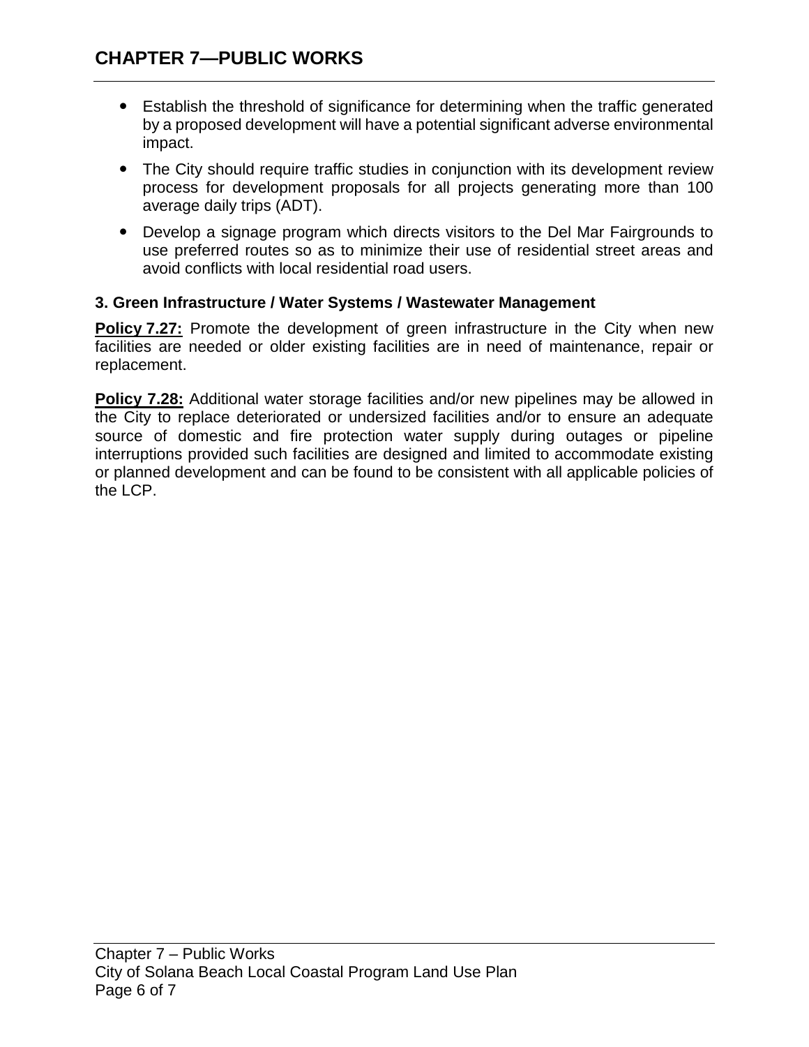- Establish the threshold of significance for determining when the traffic generated by a proposed development will have a potential significant adverse environmental impact.
- The City should require traffic studies in conjunction with its development review process for development proposals for all projects generating more than 100 average daily trips (ADT).
- Develop a signage program which directs visitors to the Del Mar Fairgrounds to use preferred routes so as to minimize their use of residential street areas and avoid conflicts with local residential road users.

### 3. Green Infrastructure / Water Systems / Wastewater Management

**Policy 7.27:** Promote the development of green infrastructure in the City when new facilities are needed or older existing facilities are in need of maintenance, repair or replacement.

**Policy 7.28:** Additional water storage facilities and/or new pipelines may be allowed in the City to replace deteriorated or undersized facilities and/or to ensure an adequate source of domestic and fire protection water supply during outages or pipeline interruptions provided such facilities are designed and limited to accommodate existing or planned development and can be found to be consistent with all applicable policies of the LCP.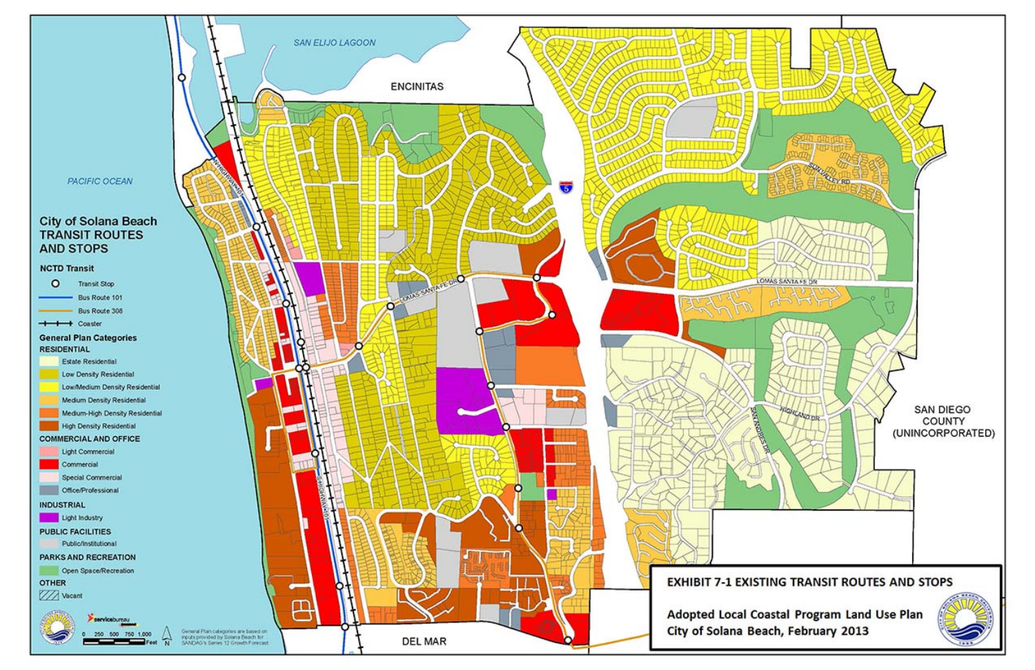City of Solana Beach
TRANSIT ROUTES AND STOPS

NCTD Transit

Transit Stop

Bus Route 101

Bus Route 308

Coaster

General Plan Categories

RESIDENTIAL

Estate Residential

Low Density Residential

Low/Medium Density Residential

Medium Density Residential

Medium-High Density Residential

High Density Residential

COMMERCIAL AND OFFICE

Light Commercial

Commercial

Special Commercial

Office/Professional

INDUSTRIAL

Light Industry

PUBLIC FACILITIES

Public/Institutional

PARKS AND RECREATION

Open Space/Recreation

OTHER

Vacant

SAN ELIJO LAGOON

ENCINITAS

PACIFIC OCEAN

SAN DIEGO COUNTY (UNINCORPORATED)

DEL MAR

LOMAS SANTA FE DR

N HIGHWAY 101

S HIGHWAY 101

HIGHLAND DR

SAN ANDRES DR

5

0 250 500 750 1,000 Feet

General Plan categories are based on inputs provided by Solana Beach for SANDAG's Series 12 Growth Forecast

**EXHIBIT 7-1 EXISTING TRANSIT ROUTES AND STOPS**

**Adopted Local Coastal Program Land Use Plan**
**City of Solana Beach, February 2013**